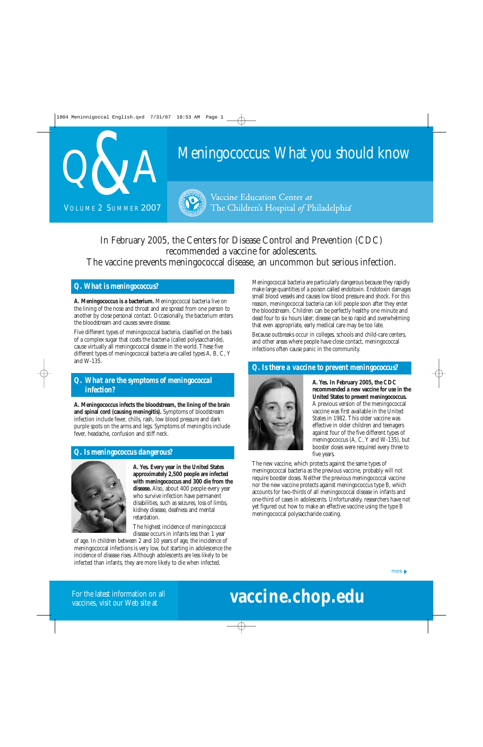# Q&A

VOLUME 2 SUMMER 2007

# Meningococcus: What you should know

Vaccine Education Center *at* The Children's Hospital *of* Philadelphia

In February 2005, the Centers for Disease Control and Prevention (CDC) recommended a vaccine for adolescents. The vaccine prevents meningococcal disease, an uncommon but serious infection.

## Q. What is meningococcus?

**A. Meningococcus is a bacterium.** Meningococcal bacteria live on the lining of the nose and throat and are spread from one person to another by close personal contact. Occasionally, the bacterium enters the bloodstream and causes severe disease.

Five different types of meningococcal bacteria, classified on the basis of a complex sugar that coats the bacteria (called polysaccharide), cause virtually all meningococcal disease in the world. These five different types of meningococcal bacteria are called types A, B, C, Y and W-135.

## Q. What are the symptoms of meningococcal infection?

**A. Meningococcus infects the bloodstream, the lining of the brain and spinal cord (causing meningitis).** Symptoms of bloodstream infection include fever, chills, rash, low blood pressure and dark purple spots on the arms and legs. Symptoms of meningitis include fever, headache, confusion and stiff neck.

## Q. Is meningococcus dangerous?

**A. Yes. Every year in the United States approximately 2,500 people are infected with meningococcus and 300 die from the disease.** Also, about 400 people every year who survive infection have permanent disabilities, such as seizures, loss of limbs, kidney disease, deafness and mental retardation.

The highest incidence of meningococcal disease occurs in infants less than 1 year of age. In children between 2 and 10 years of age, the incidence of meningococcal infections is very low, but starting in adolescence the incidence of disease rises. Although adolescents are less likely to be infected than infants, they are more likely to die when infected.

Meningococcal bacteria are particularly dangerous because they rapidly make large quantities of a poison called endotoxin. Endotoxin damages small blood vessels and causes low blood pressure and shock. For this reason, meningococcal bacteria can kill people soon after they enter the bloodstream. Children can be perfectly healthy one minute and dead four to six hours later; disease can be so rapid and overwhelming that even appropriate, early medical care may be too late.

Because outbreaks occur in colleges, schools and child-care centers, and other areas where people have close contact, meningococcal infections often cause panic in the community.

## Q. Is there a vaccine to prevent meningococcus?

**A. Yes. In February 2005, the CDC recommended a new vaccine for use in the United States to prevent meningococcus.** A previous version of the meningococcal vaccine was first available in the United States in 1982. This older vaccine was effective in older children and teenagers against four of the five different types of meningococcus (A, C, Y and W-135), but booster doses were required every three to five years.

The new vaccine, which protects against the same types of meningococcal bacteria as the previous vaccine, probably will not require booster doses. Neither the previous meningococcal vaccine nor the new vaccine protects against meningococcus type B, which accounts for two-thirds of all meningococcal disease in infants and one-third of cases in adolescents. Unfortunately, researchers have not yet figured out how to make an effective vaccine using the type B meningococcal polysaccharide coating.

more ▶

For the latest information on all vaccines, visit our Web site at **vaccine.chop.edu**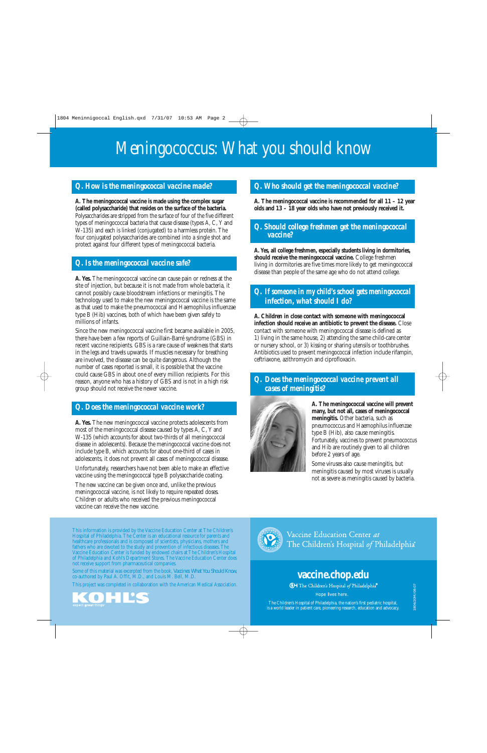# Meningococcus: What you should know

## Q. How is the meningococcal vaccine made?

**A. The meningococcal vaccine is made using the complex sugar (called polysaccharide) that resides on the surface of the bacteria.** Polysaccharides are stripped from the surface of four of the five different types of meningococcal bacteria that cause disease (types A, C, Y and W-135) and each is linked (conjugated) to a harmless protein. The four conjugated polysaccharides are combined into a single shot and protect against four different types of meningococcal bacteria.

## Q. Is the meningococcal vaccine safe?

**A. Yes.** The meningococcal vaccine can cause pain or redness at the site of injection, but because it is not made from whole bacteria, it cannot possibly cause bloodstream infections or meningitis. The technology used to make the new meningococcal vaccine is the same as that used to make the pneumococcal and Haemophilus influenzae type B (Hib) vaccines, both of which have been given safely to millions of infants.

Since the new meningococcal vaccine first became available in 2005, there have been a few reports of Guillain-Barré syndrome (GBS) in recent vaccine recipients. GBS is a rare cause of weakness that starts in the legs and travels upwards. If muscles necessary for breathing are involved, the disease can be quite dangerous. Although the number of cases reported is small, it is possible that the vaccine could cause GBS in about one of every million recipients. For this reason, anyone who has a history of GBS and is not in a high risk group should not receive the newer vaccine.

## Q. Does the meningococcal vaccine work?

**A. Yes.** The new meningococcal vaccine protects adolescents from most of the meningococcal disease caused by types A, C, Y and W-135 (which accounts for about two-thirds of all meningococcal disease in adolescents). Because the meningococcal vaccine does not include type B, which accounts for about one-third of cases in adolescents, it does not prevent all cases of meningococcal disease.

Unfortunately, researchers have not been able to make an effective vaccine using the meningococcal type B polysaccharide coating.

The new vaccine can be given once and, unlike the previous meningococcal vaccine, is not likely to require repeated doses. Children or adults who received the previous meningococcal vaccine can receive the new vaccine.

## Q. Who should get the meningococcal vaccine?

**A. The meningococcal vaccine is recommended for all 11 – 12 year olds and 13 – 18 year olds who have not previously received it.**

## Q. Should college freshmen get the meningococcal vaccine?

**A. Yes, all college freshmen, especially students living in dormitories, should receive the meningococcal vaccine.** College freshmen living in dormitories are five times more likely to get meningococcal disease than people of the same age who do not attend college.

## Q. If someone in my child's school gets meningococcal infection, what should I do?

**A. Children in close contact with someone with meningococcal infection should receive an antibiotic to prevent the disease.** Close contact with someone with meningococcal disease is defined as 1) living in the same house, 2) attending the same child-care center or nursery school, or 3) kissing or sharing utensils or toothbrushes. Antibiotics used to prevent meningococcal infection include rifampin, ceftriaxone, azithromycin and ciprofloxacin.

## Q. Does the meningococcal vaccine prevent all cases of meningitis?

**A. The meningococcal vaccine will prevent many, but not all, cases of meningococcal meningitis.** Other bacteria, such as pneumococcus and Haemophilus influenzae type B (Hib), also cause meningitis. Fortunately, vaccines to prevent pneumococcus and Hib are routinely given to all children before 2 years of age.

Some viruses also cause meningitis, but meningitis caused by most viruses is usually not as severe as meningitis caused by bacteria.

---

This information is provided by the Vaccine Education Center at The Children's Hospital of Philadelphia. The Center is an educational resource for parents and healthcare professionals and is composed of scientists, physicians, mothers and fathers who are devoted to the study and prevention of infectious diseases. The Vaccine Education Center is funded by endowed chairs at The Children's Hospital of Philadelphia and Kohl's Department Stores. The Vaccine Education Center does not receive support from pharmaceutical companies.

Some of this material was excerpted from the book, *Vaccines: What You Should Know*, co-authored by Paul A. Offit, M.D., and Louis M. Bell, M.D.

This project was completed in collaboration with the American Medical Association.

KOHL'S — expect great things

Vaccine Education Center *at* The Children's Hospital *of* Philadelphia®

**vaccine.chop.edu**

The Children's Hospital *of* Philadelphia®

Hope lives here.

The Children's Hospital of Philadelphia, the nation's first pediatric hospital, is a world leader in patient care, pioneering research, education and advocacy.

1804/20M/08-07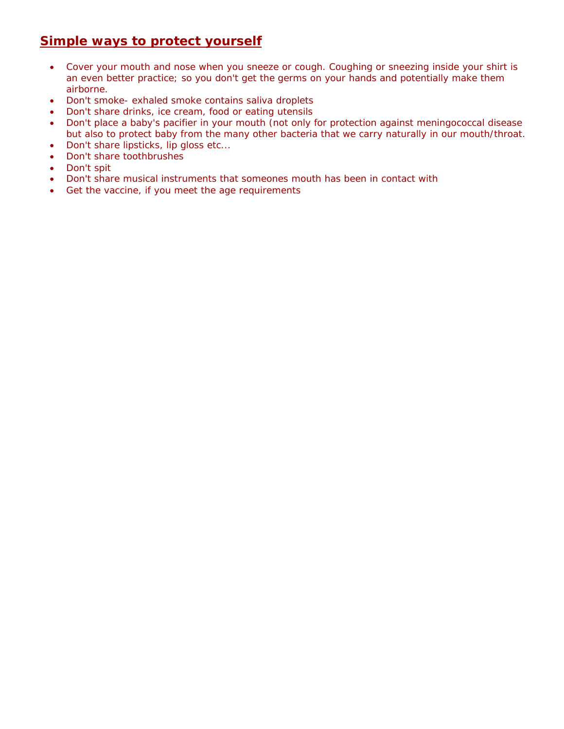## Simple ways to protect yourself

- Cover your mouth and nose when you sneeze or cough. Coughing or sneezing inside your shirt is an even better practice; so you don't get the germs on your hands and potentially make them airborne.
- Don't smoke- exhaled smoke contains saliva droplets
- Don't share drinks, ice cream, food or eating utensils
- Don't place a baby's pacifier in your mouth (not only for protection against meningococcal disease but also to protect baby from the many other bacteria that we carry naturally in our mouth/throat.
- Don't share lipsticks, lip gloss etc...
- Don't share toothbrushes
- Don't spit
- Don't share musical instruments that someones mouth has been in contact with
- Get the vaccine, if you meet the age requirements